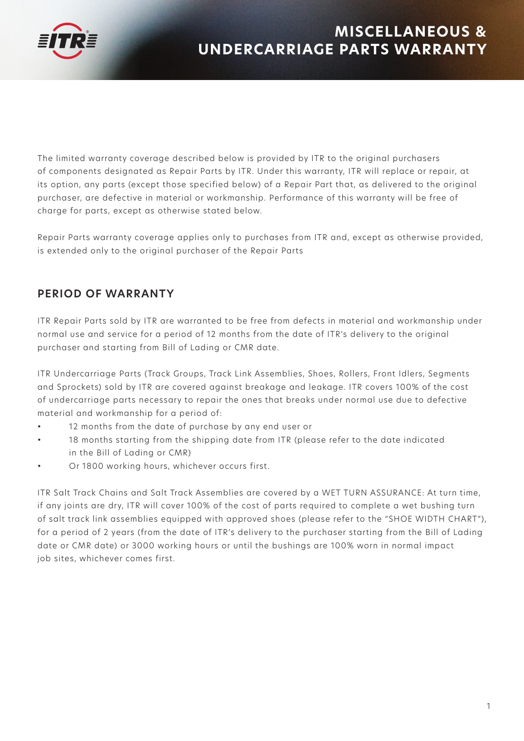# MISCELLANEOUS & UNDERCARRIAGE PARTS WARRANTY

The limited warranty coverage described below is provided by ITR to the original purchasers of components designated as Repair Parts by ITR. Under this warranty, ITR will replace or repair, at its option, any parts (except those specified below) of a Repair Part that, as delivered to the original purchaser, are defective in material or workmanship. Performance of this warranty will be free of charge for parts, except as otherwise stated below.

Repair Parts warranty coverage applies only to purchases from ITR and, except as otherwise provided, is extended only to the original purchaser of the Repair Parts

## PERIOD OF WARRANTY

ITR Repair Parts sold by ITR are warranted to be free from defects in material and workmanship under normal use and service for a period of 12 months from the date of ITR's delivery to the original purchaser and starting from Bill of Lading or CMR date.

ITR Undercarriage Parts (Track Groups, Track Link Assemblies, Shoes, Rollers, Front Idlers, Segments and Sprockets) sold by ITR are covered against breakage and leakage. ITR covers 100% of the cost of undercarriage parts necessary to repair the ones that breaks under normal use due to defective material and workmanship for a period of:

- 12 months from the date of purchase by any end user or
- 18 months starting from the shipping date from ITR (please refer to the date indicated in the Bill of Lading or CMR)
- Or 1800 working hours, whichever occurs first.

ITR Salt Track Chains and Salt Track Assemblies are covered by a WET TURN ASSURANCE: At turn time, if any joints are dry, ITR will cover 100% of the cost of parts required to complete a wet bushing turn of salt track link assemblies equipped with approved shoes (please refer to the "SHOE WIDTH CHART"), for a period of 2 years (from the date of ITR's delivery to the purchaser starting from the Bill of Lading date or CMR date) or 3000 working hours or until the bushings are 100% worn in normal impact job sites, whichever comes first.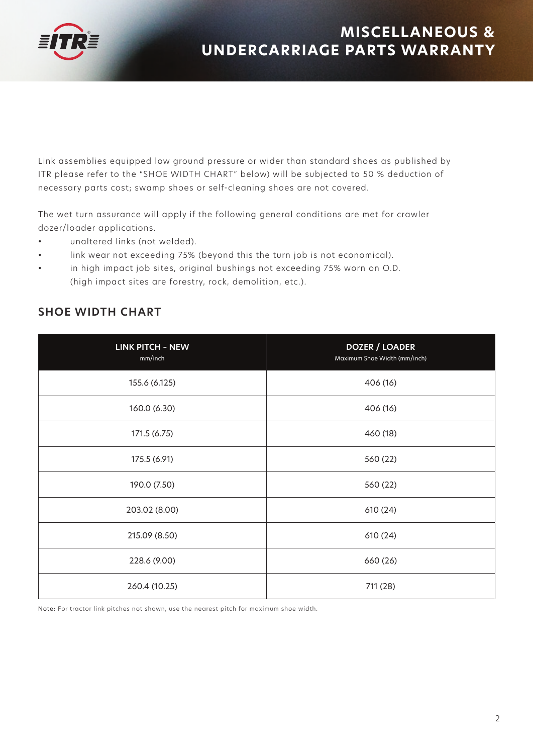# MISCELLANEOUS & UNDERCARRIAGE PARTS WARRANTY

Link assemblies equipped low ground pressure or wider than standard shoes as published by ITR please refer to the "SHOE WIDTH CHART" below) will be subjected to 50 % deduction of necessary parts cost; swamp shoes or self-cleaning shoes are not covered.

The wet turn assurance will apply if the following general conditions are met for crawler dozer/loader applications.

- unaltered links (not welded).
- link wear not exceeding 75% (beyond this the turn job is not economical).
- in high impact job sites, original bushings not exceeding 75% worn on O.D. (high impact sites are forestry, rock, demolition, etc.).

## SHOE WIDTH CHART

| LINK PITCH - NEW mm/inch | DOZER / LOADER Maximum Shoe Width (mm/inch) |
|---|---|
| 155.6 (6.125) | 406 (16) |
| 160.0 (6.30) | 406 (16) |
| 171.5 (6.75) | 460 (18) |
| 175.5 (6.91) | 560 (22) |
| 190.0 (7.50) | 560 (22) |
| 203.02 (8.00) | 610 (24) |
| 215.09 (8.50) | 610 (24) |
| 228.6 (9.00) | 660 (26) |
| 260.4 (10.25) | 711 (28) |

Note: For tractor link pitches not shown, use the nearest pitch for maximum shoe width.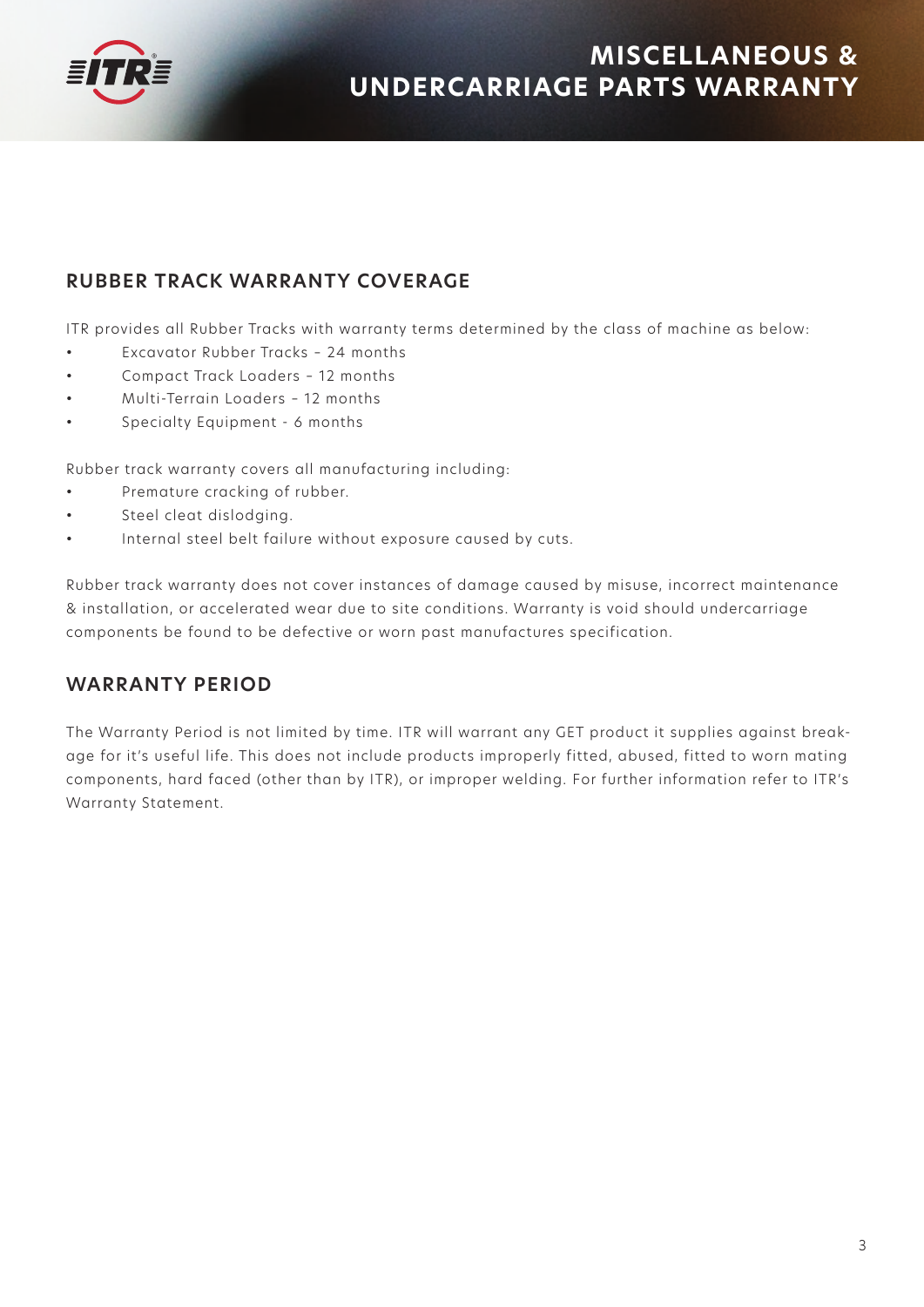# MISCELLANEOUS & UNDERCARRIAGE PARTS WARRANTY

## RUBBER TRACK WARRANTY COVERAGE

ITR provides all Rubber Tracks with warranty terms determined by the class of machine as below:

- Excavator Rubber Tracks – 24 months
- Compact Track Loaders – 12 months
- Multi-Terrain Loaders – 12 months
- Specialty Equipment - 6 months

Rubber track warranty covers all manufacturing including:

- Premature cracking of rubber.
- Steel cleat dislodging.
- Internal steel belt failure without exposure caused by cuts.

Rubber track warranty does not cover instances of damage caused by misuse, incorrect maintenance & installation, or accelerated wear due to site conditions. Warranty is void should undercarriage components be found to be defective or worn past manufactures specification.

## WARRANTY PERIOD

The Warranty Period is not limited by time. ITR will warrant any GET product it supplies against breakage for it's useful life. This does not include products improperly fitted, abused, fitted to worn mating components, hard faced (other than by ITR), or improper welding. For further information refer to ITR's Warranty Statement.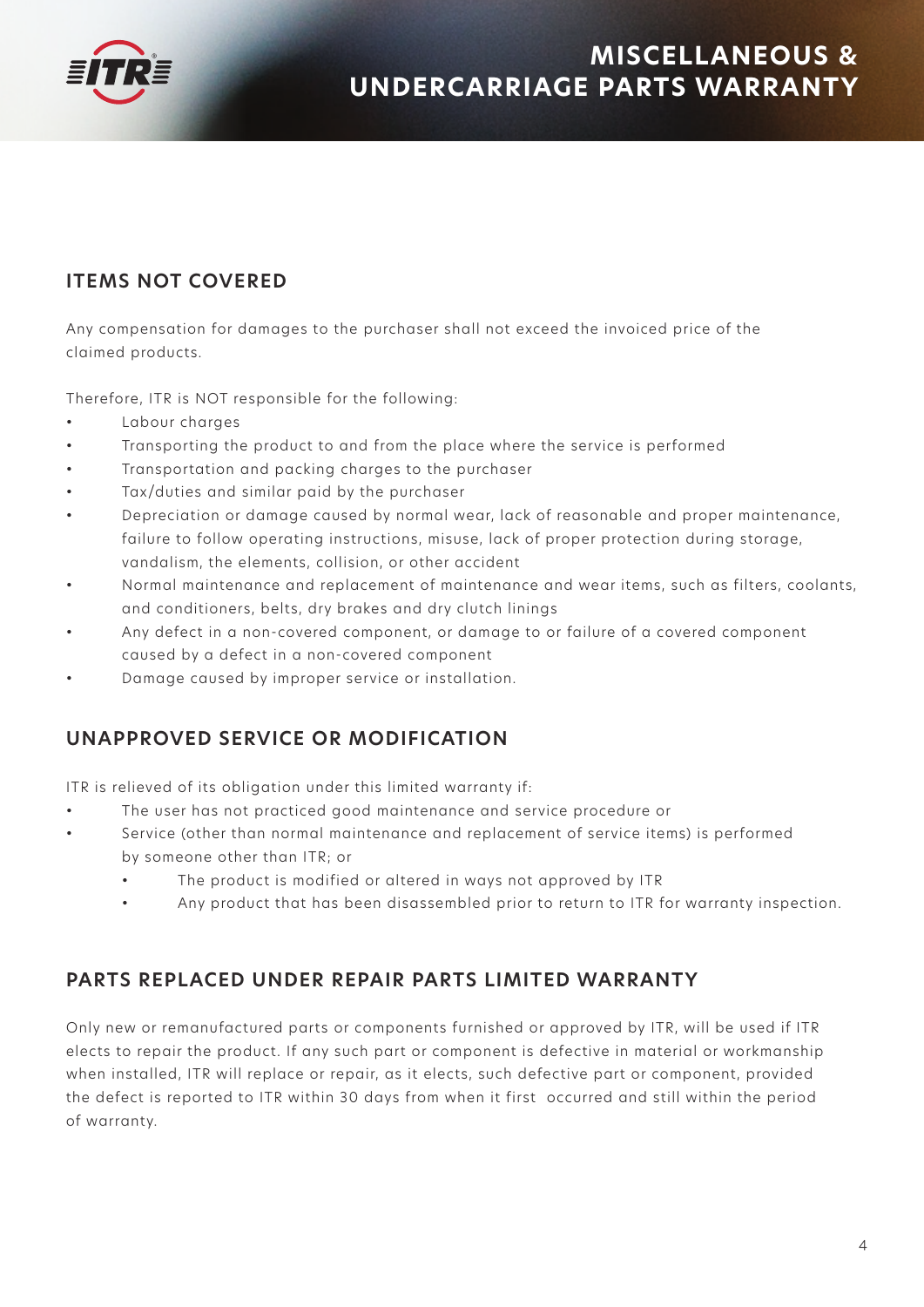# MISCELLANEOUS & UNDERCARRIAGE PARTS WARRANTY

## ITEMS NOT COVERED

Any compensation for damages to the purchaser shall not exceed the invoiced price of the claimed products.

Therefore, ITR is NOT responsible for the following:

- Labour charges
- Transporting the product to and from the place where the service is performed
- Transportation and packing charges to the purchaser
- Tax/duties and similar paid by the purchaser
- Depreciation or damage caused by normal wear, lack of reasonable and proper maintenance, failure to follow operating instructions, misuse, lack of proper protection during storage, vandalism, the elements, collision, or other accident
- Normal maintenance and replacement of maintenance and wear items, such as filters, coolants, and conditioners, belts, dry brakes and dry clutch linings
- Any defect in a non-covered component, or damage to or failure of a covered component caused by a defect in a non-covered component
- Damage caused by improper service or installation.

## UNAPPROVED SERVICE OR MODIFICATION

ITR is relieved of its obligation under this limited warranty if:

- The user has not practiced good maintenance and service procedure or
- Service (other than normal maintenance and replacement of service items) is performed by someone other than ITR; or
  - The product is modified or altered in ways not approved by ITR
  - Any product that has been disassembled prior to return to ITR for warranty inspection.

## PARTS REPLACED UNDER REPAIR PARTS LIMITED WARRANTY

Only new or remanufactured parts or components furnished or approved by ITR, will be used if ITR elects to repair the product. If any such part or component is defective in material or workmanship when installed, ITR will replace or repair, as it elects, such defective part or component, provided the defect is reported to ITR within 30 days from when it first occurred and still within the period of warranty.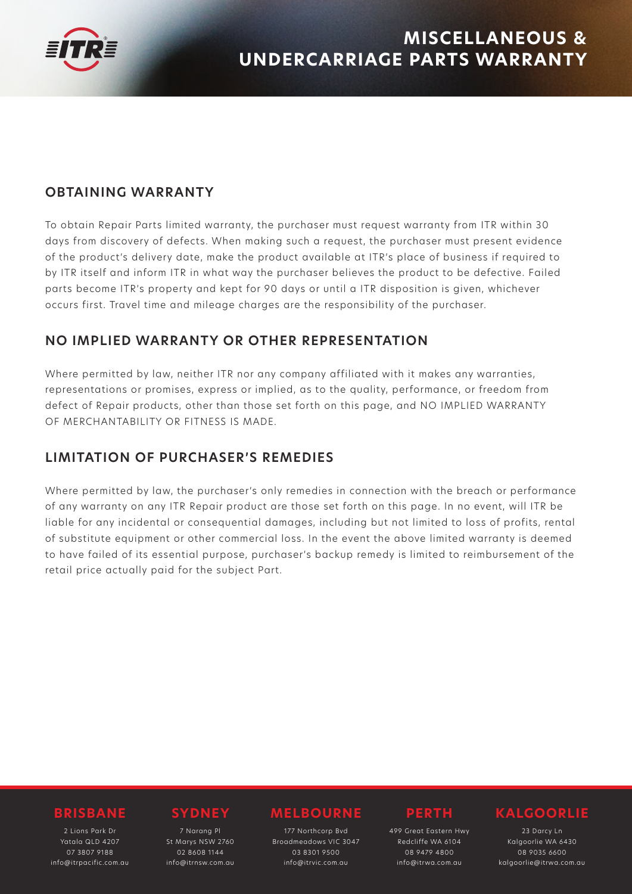# MISCELLANEOUS & UNDERCARRIAGE PARTS WARRANTY

## OBTAINING WARRANTY

To obtain Repair Parts limited warranty, the purchaser must request warranty from ITR within 30 days from discovery of defects. When making such a request, the purchaser must present evidence of the product's delivery date, make the product available at ITR's place of business if required to by ITR itself and inform ITR in what way the purchaser believes the product to be defective. Failed parts become ITR's property and kept for 90 days or until a ITR disposition is given, whichever occurs first. Travel time and mileage charges are the responsibility of the purchaser.

## NO IMPLIED WARRANTY OR OTHER REPRESENTATION

Where permitted by law, neither ITR nor any company affiliated with it makes any warranties, representations or promises, express or implied, as to the quality, performance, or freedom from defect of Repair products, other than those set forth on this page, and NO IMPLIED WARRANTY OF MERCHANTABILITY OR FITNESS IS MADE.

## LIMITATION OF PURCHASER'S REMEDIES

Where permitted by law, the purchaser's only remedies in connection with the breach or performance of any warranty on any ITR Repair product are those set forth on this page. In no event, will ITR be liable for any incidental or consequential damages, including but not limited to loss of profits, rental of substitute equipment or other commercial loss. In the event the above limited warranty is deemed to have failed of its essential purpose, purchaser's backup remedy is limited to reimbursement of the retail price actually paid for the subject Part.

**BRISBANE**
2 Lions Park Dr
Yatala QLD 4207
07 3807 9188
info@itrpacific.com.au

**SYDNEY**
7 Narang Pl
St Marys NSW 2760
02 8608 1144
info@itrnsw.com.au

**MELBOURNE**
177 Northcorp Bvd
Broadmeadows VIC 3047
03 8301 9500
info@itrvic.com.au

**PERTH**
499 Great Eastern Hwy
Redcliffe WA 6104
08 9479 4800
info@itrwa.com.au

**KALGOORLIE**
23 Darcy Ln
Kalgoorlie WA 6430
08 9035 6600
kalgoorlie@itrwa.com.au